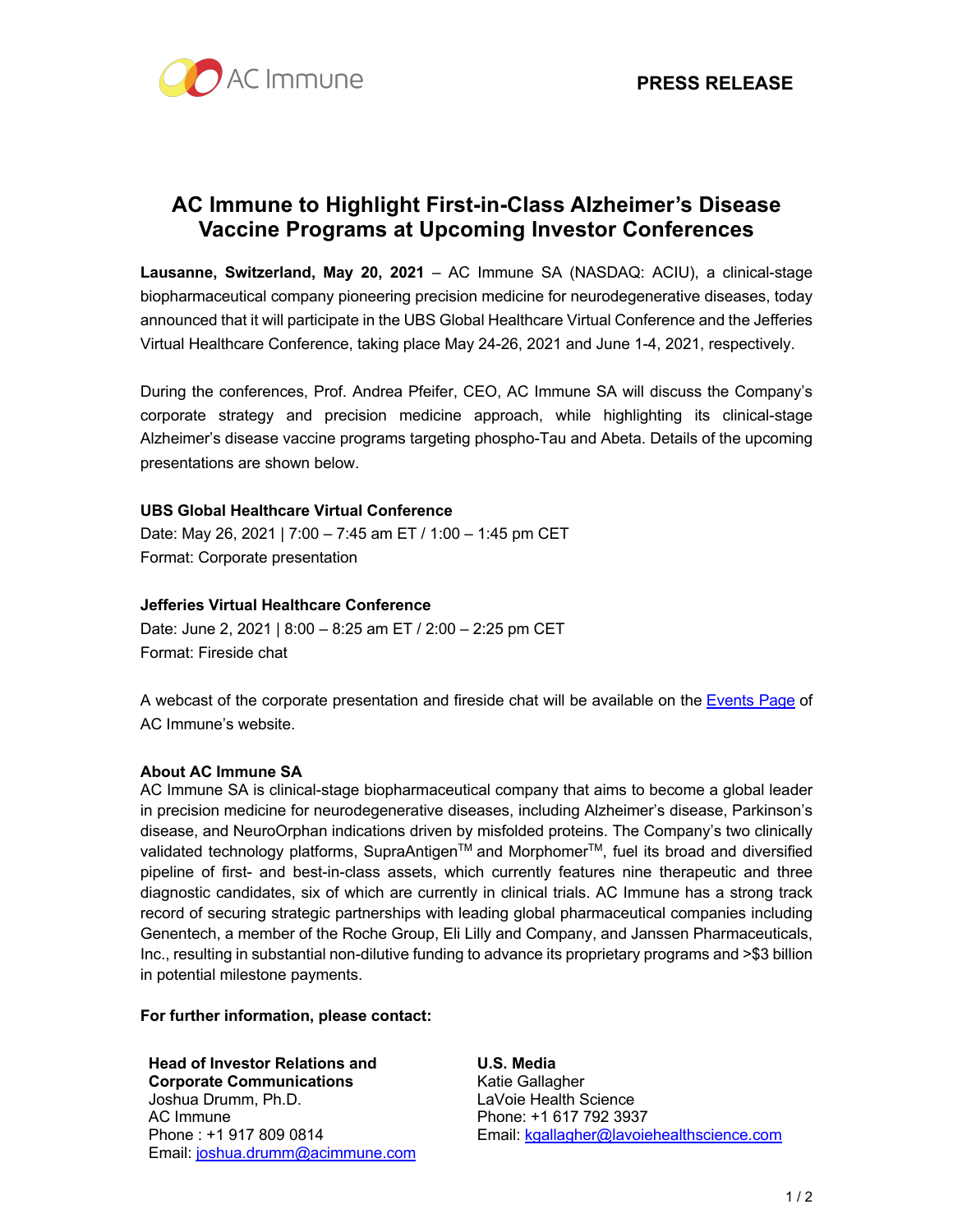PRESS RELEASE

# AC Immune to Highlight First-in-Class Alzheimer's Disease Vaccine Programs at Upcoming Investor Conferences

**Lausanne, Switzerland, May 20, 2021** – AC Immune SA (NASDAQ: ACIU), a clinical-stage biopharmaceutical company pioneering precision medicine for neurodegenerative diseases, today announced that it will participate in the UBS Global Healthcare Virtual Conference and the Jefferies Virtual Healthcare Conference, taking place May 24-26, 2021 and June 1-4, 2021, respectively.

During the conferences, Prof. Andrea Pfeifer, CEO, AC Immune SA will discuss the Company's corporate strategy and precision medicine approach, while highlighting its clinical-stage Alzheimer's disease vaccine programs targeting phospho-Tau and Abeta. Details of the upcoming presentations are shown below.

**UBS Global Healthcare Virtual Conference**
Date: May 26, 2021 | 7:00 – 7:45 am ET / 1:00 – 1:45 pm CET
Format: Corporate presentation

**Jefferies Virtual Healthcare Conference**
Date: June 2, 2021 | 8:00 – 8:25 am ET / 2:00 – 2:25 pm CET
Format: Fireside chat

A webcast of the corporate presentation and fireside chat will be available on the Events Page of AC Immune's website.

**About AC Immune SA**
AC Immune SA is clinical-stage biopharmaceutical company that aims to become a global leader in precision medicine for neurodegenerative diseases, including Alzheimer's disease, Parkinson's disease, and NeuroOrphan indications driven by misfolded proteins. The Company's two clinically validated technology platforms, SupraAntigen™ and Morphomer™, fuel its broad and diversified pipeline of first- and best-in-class assets, which currently features nine therapeutic and three diagnostic candidates, six of which are currently in clinical trials. AC Immune has a strong track record of securing strategic partnerships with leading global pharmaceutical companies including Genentech, a member of the Roche Group, Eli Lilly and Company, and Janssen Pharmaceuticals, Inc., resulting in substantial non-dilutive funding to advance its proprietary programs and >$3 billion in potential milestone payments.

**For further information, please contact:**

**Head of Investor Relations and Corporate Communications**
Joshua Drumm, Ph.D.
AC Immune
Phone : +1 917 809 0814
Email: joshua.drumm@acimmune.com

**U.S. Media**
Katie Gallagher
LaVoie Health Science
Phone: +1 617 792 3937
Email: kgallagher@lavoiehealthscience.com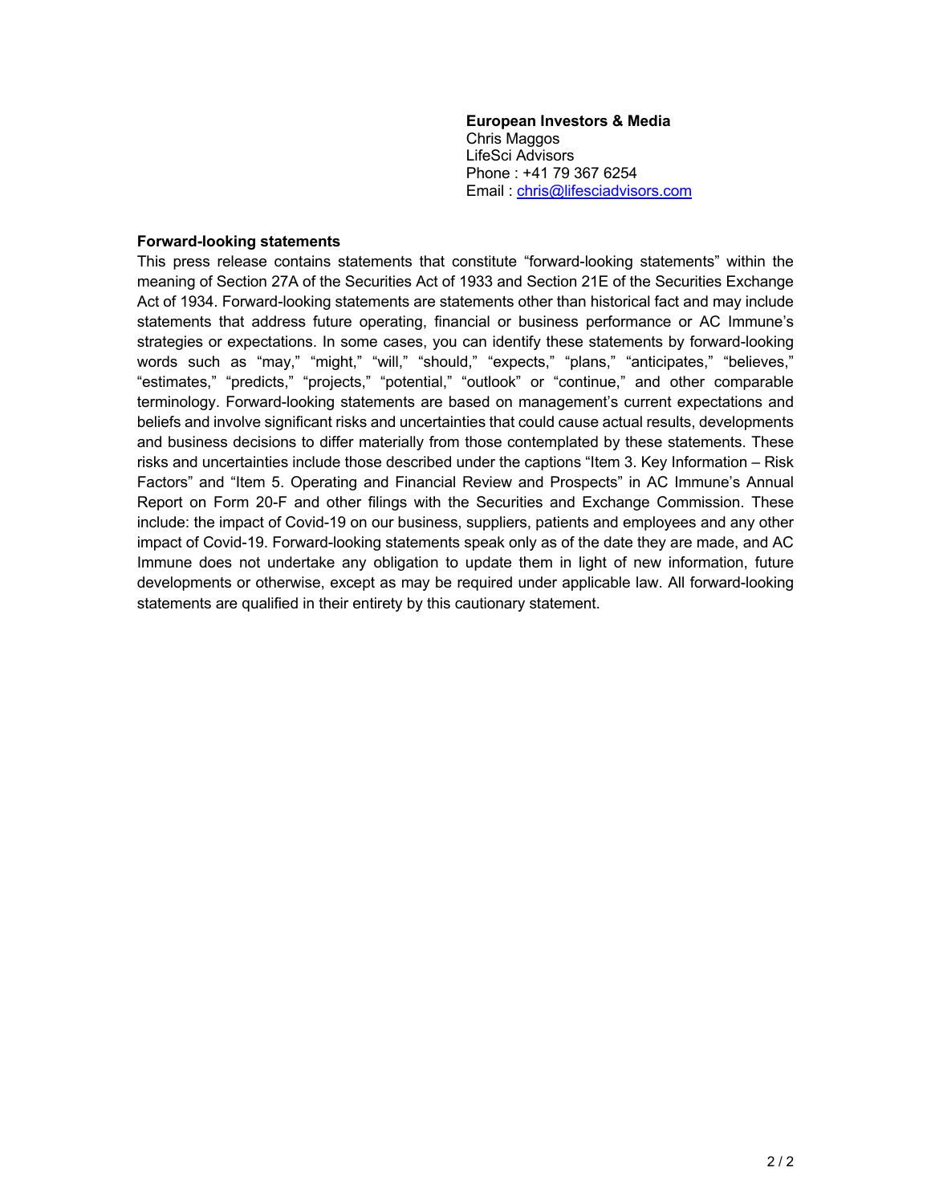**European Investors & Media**
Chris Maggos
LifeSci Advisors
Phone : +41 79 367 6254
Email : chris@lifesciadvisors.com

**Forward-looking statements**

This press release contains statements that constitute "forward-looking statements" within the meaning of Section 27A of the Securities Act of 1933 and Section 21E of the Securities Exchange Act of 1934. Forward-looking statements are statements other than historical fact and may include statements that address future operating, financial or business performance or AC Immune's strategies or expectations. In some cases, you can identify these statements by forward-looking words such as "may," "might," "will," "should," "expects," "plans," "anticipates," "believes," "estimates," "predicts," "projects," "potential," "outlook" or "continue," and other comparable terminology. Forward-looking statements are based on management's current expectations and beliefs and involve significant risks and uncertainties that could cause actual results, developments and business decisions to differ materially from those contemplated by these statements. These risks and uncertainties include those described under the captions "Item 3. Key Information – Risk Factors" and "Item 5. Operating and Financial Review and Prospects" in AC Immune's Annual Report on Form 20-F and other filings with the Securities and Exchange Commission. These include: the impact of Covid-19 on our business, suppliers, patients and employees and any other impact of Covid-19. Forward-looking statements speak only as of the date they are made, and AC Immune does not undertake any obligation to update them in light of new information, future developments or otherwise, except as may be required under applicable law. All forward-looking statements are qualified in their entirety by this cautionary statement.